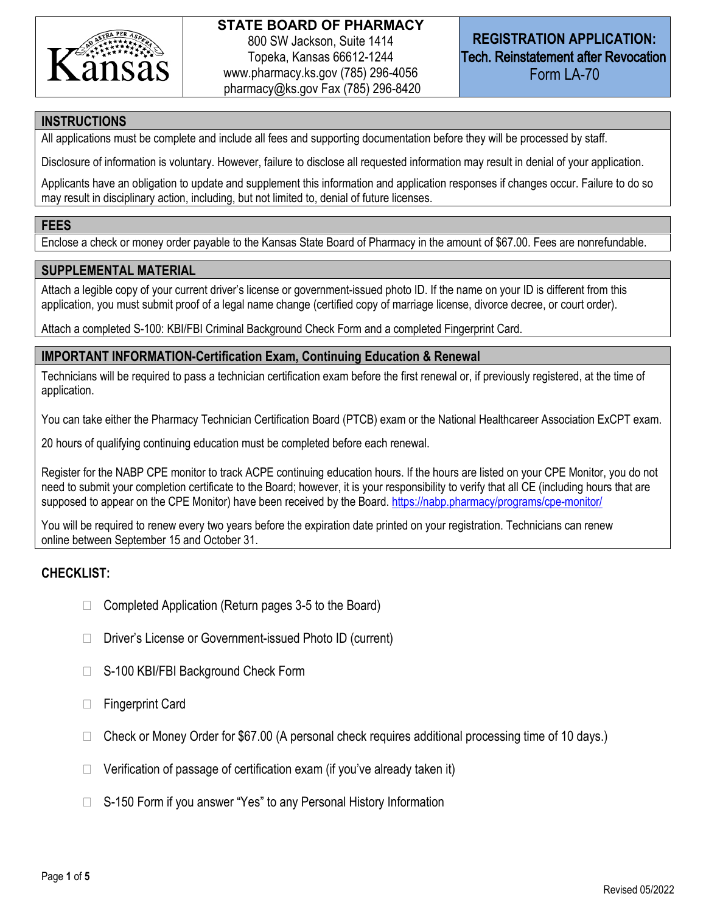**STATE BOARD OF PHARMACY**
800 SW Jackson, Suite 1414
Topeka, Kansas 66612-1244
www.pharmacy.ks.gov (785) 296-4056
pharmacy@ks.gov Fax (785) 296-8420

# REGISTRATION APPLICATION: Tech. Reinstatement after Revocation
Form LA-70

## INSTRUCTIONS

All applications must be complete and include all fees and supporting documentation before they will be processed by staff.

Disclosure of information is voluntary. However, failure to disclose all requested information may result in denial of your application.

Applicants have an obligation to update and supplement this information and application responses if changes occur. Failure to do so may result in disciplinary action, including, but not limited to, denial of future licenses.

## FEES

Enclose a check or money order payable to the Kansas State Board of Pharmacy in the amount of $67.00. Fees are nonrefundable.

## SUPPLEMENTAL MATERIAL

Attach a legible copy of your current driver's license or government-issued photo ID. If the name on your ID is different from this application, you must submit proof of a legal name change (certified copy of marriage license, divorce decree, or court order).

Attach a completed S-100: KBI/FBI Criminal Background Check Form and a completed Fingerprint Card.

## IMPORTANT INFORMATION-Certification Exam, Continuing Education & Renewal

Technicians will be required to pass a technician certification exam before the first renewal or, if previously registered, at the time of application.

You can take either the Pharmacy Technician Certification Board (PTCB) exam or the National Healthcareer Association ExCPT exam.

20 hours of qualifying continuing education must be completed before each renewal.

Register for the NABP CPE monitor to track ACPE continuing education hours. If the hours are listed on your CPE Monitor, you do not need to submit your completion certificate to the Board; however, it is your responsibility to verify that all CE (including hours that are supposed to appear on the CPE Monitor) have been received by the Board. https://nabp.pharmacy/programs/cpe-monitor/

You will be required to renew every two years before the expiration date printed on your registration. Technicians can renew online between September 15 and October 31.

## CHECKLIST:

- ☐ Completed Application (Return pages 3-5 to the Board)
- ☐ Driver's License or Government-issued Photo ID (current)
- ☐ S-100 KBI/FBI Background Check Form
- ☐ Fingerprint Card
- ☐ Check or Money Order for $67.00 (A personal check requires additional processing time of 10 days.)
- ☐ Verification of passage of certification exam (if you've already taken it)
- ☐ S-150 Form if you answer "Yes" to any Personal History Information

Revised 05/2022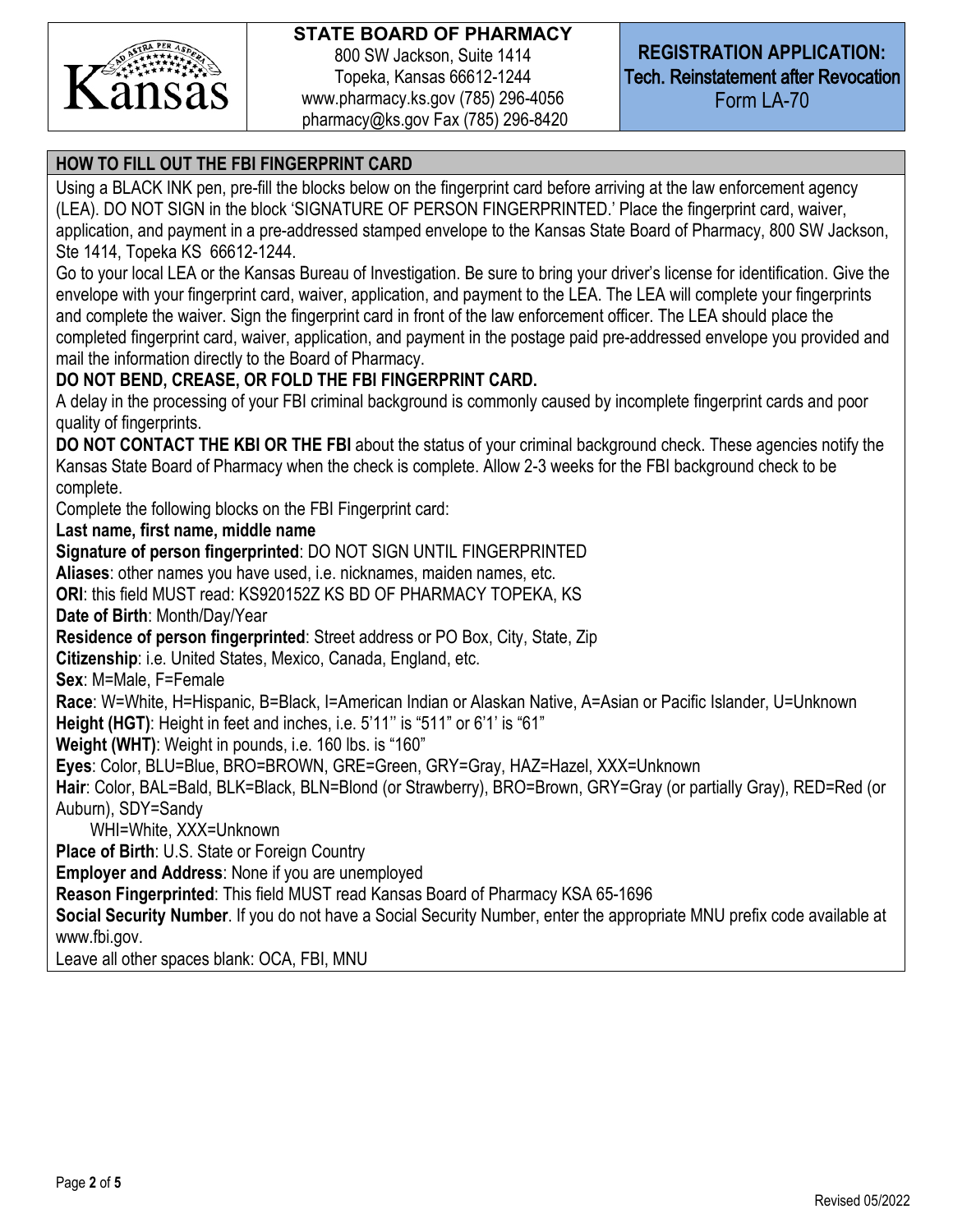**STATE BOARD OF PHARMACY**
800 SW Jackson, Suite 1414
Topeka, Kansas 66612-1244
www.pharmacy.ks.gov (785) 296-4056
pharmacy@ks.gov Fax (785) 296-8420

**REGISTRATION APPLICATION: Tech. Reinstatement after Revocation**
Form LA-70

## HOW TO FILL OUT THE FBI FINGERPRINT CARD

Using a BLACK INK pen, pre-fill the blocks below on the fingerprint card before arriving at the law enforcement agency (LEA). DO NOT SIGN in the block 'SIGNATURE OF PERSON FINGERPRINTED.' Place the fingerprint card, waiver, application, and payment in a pre-addressed stamped envelope to the Kansas State Board of Pharmacy, 800 SW Jackson, Ste 1414, Topeka KS 66612-1244.

Go to your local LEA or the Kansas Bureau of Investigation. Be sure to bring your driver's license for identification. Give the envelope with your fingerprint card, waiver, application, and payment to the LEA. The LEA will complete your fingerprints and complete the waiver. Sign the fingerprint card in front of the law enforcement officer. The LEA should place the completed fingerprint card, waiver, application, and payment in the postage paid pre-addressed envelope you provided and mail the information directly to the Board of Pharmacy.

**DO NOT BEND, CREASE, OR FOLD THE FBI FINGERPRINT CARD.**

A delay in the processing of your FBI criminal background is commonly caused by incomplete fingerprint cards and poor quality of fingerprints.

**DO NOT CONTACT THE KBI OR THE FBI** about the status of your criminal background check. These agencies notify the Kansas State Board of Pharmacy when the check is complete. Allow 2-3 weeks for the FBI background check to be complete.

Complete the following blocks on the FBI Fingerprint card:

**Last name, first name, middle name**

**Signature of person fingerprinted**: DO NOT SIGN UNTIL FINGERPRINTED

**Aliases**: other names you have used, i.e. nicknames, maiden names, etc.

**ORI**: this field MUST read: KS920152Z KS BD OF PHARMACY TOPEKA, KS

**Date of Birth**: Month/Day/Year

**Residence of person fingerprinted**: Street address or PO Box, City, State, Zip

**Citizenship**: i.e. United States, Mexico, Canada, England, etc.

**Sex**: M=Male, F=Female

**Race**: W=White, H=Hispanic, B=Black, I=American Indian or Alaskan Native, A=Asian or Pacific Islander, U=Unknown

**Height (HGT)**: Height in feet and inches, i.e. 5'11'' is "511" or 6'1' is "61"

**Weight (WHT)**: Weight in pounds, i.e. 160 lbs. is "160"

**Eyes**: Color, BLU=Blue, BRO=BROWN, GRE=Green, GRY=Gray, HAZ=Hazel, XXX=Unknown

**Hair**: Color, BAL=Bald, BLK=Black, BLN=Blond (or Strawberry), BRO=Brown, GRY=Gray (or partially Gray), RED=Red (or Auburn), SDY=Sandy
WHI=White, XXX=Unknown

**Place of Birth**: U.S. State or Foreign Country

**Employer and Address**: None if you are unemployed

**Reason Fingerprinted**: This field MUST read Kansas Board of Pharmacy KSA 65-1696

**Social Security Number**. If you do not have a Social Security Number, enter the appropriate MNU prefix code available at www.fbi.gov.

Leave all other spaces blank: OCA, FBI, MNU

Revised 05/2022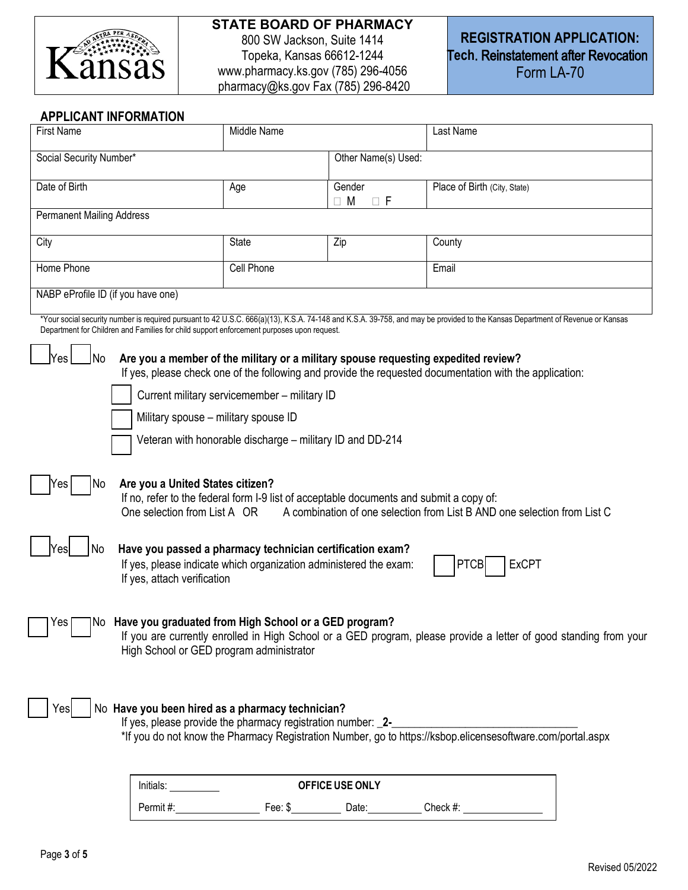| | | |
|---|---|---|
| Kansas | **STATE BOARD OF PHARMACY**<br>800 SW Jackson, Suite 1414<br>Topeka, Kansas 66612-1244<br>www.pharmacy.ks.gov (785) 296-4056<br>pharmacy@ks.gov Fax (785) 296-8420 | **REGISTRATION APPLICATION: Tech. Reinstatement after Revocation**<br>Form LA-70 |

## APPLICANT INFORMATION

| | | | |
|---|---|---|---|
| First Name | Middle Name | | Last Name |
| Social Security Number* | | Other Name(s) Used: | |
| Date of Birth | Age | Gender ☐ M ☐ F | Place of Birth (City, State) |
| Permanent Mailing Address | | | |
| City | State | Zip | County |
| Home Phone | Cell Phone | | Email |
| NABP eProfile ID (if you have one) | | | |

*Your social security number is required pursuant to 42 U.S.C. 666(a)(13), K.S.A. 74-148 and K.S.A. 39-758, and may be provided to the Kansas Department of Revenue or Kansas Department for Children and Families for child support enforcement purposes upon request.

☐ Yes ☐ No **Are you a member of the military or a military spouse requesting expedited review?**
If yes, please check one of the following and provide the requested documentation with the application:

- ☐ Current military servicemember – military ID
- ☐ Military spouse – military spouse ID
- ☐ Veteran with honorable discharge – military ID and DD-214

☐ Yes ☐ No **Are you a United States citizen?**
If no, refer to the federal form I-9 list of acceptable documents and submit a copy of:
One selection from List A OR A combination of one selection from List B AND one selection from List C

☐ Yes ☐ No **Have you passed a pharmacy technician certification exam?**
If yes, please indicate which organization administered the exam: ☐ PTCB ☐ ExCPT
If yes, attach verification

☐ Yes ☐ No **Have you graduated from High School or a GED program?**
If you are currently enrolled in High School or a GED program, please provide a letter of good standing from your High School or GED program administrator

☐ Yes ☐ No **Have you been hired as a pharmacy technician?**
If yes, please provide the pharmacy registration number: **2-**________________________________
*If you do not know the Pharmacy Registration Number, go to https://ksbop.elicensesoftware.com/portal.aspx

| | | | |
|---|---|---|---|
| Initials: ________ | **OFFICE USE ONLY** | | |
| Permit #: ____________ | Fee: $ ________ | Date: ________ | Check #: ____________ |

Revised 05/2022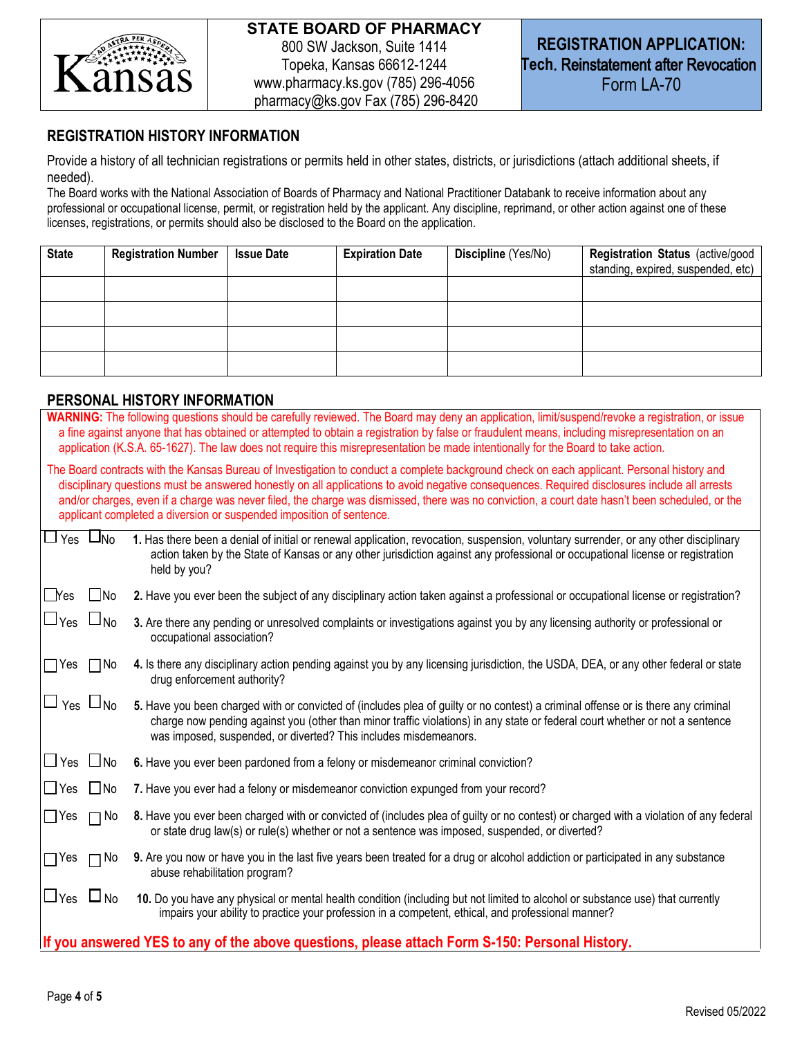Kansas

**STATE BOARD OF PHARMACY**
800 SW Jackson, Suite 1414
Topeka, Kansas 66612-1244
www.pharmacy.ks.gov (785) 296-4056
pharmacy@ks.gov Fax (785) 296-8420

**REGISTRATION APPLICATION: Tech. Reinstatement after Revocation**
Form LA-70

## REGISTRATION HISTORY INFORMATION

Provide a history of all technician registrations or permits held in other states, districts, or jurisdictions (attach additional sheets, if needed).

The Board works with the National Association of Boards of Pharmacy and National Practitioner Databank to receive information about any professional or occupational license, permit, or registration held by the applicant. Any discipline, reprimand, or other action against one of these licenses, registrations, or permits should also be disclosed to the Board on the application.

| **State** | **Registration Number** | **Issue Date** | **Expiration Date** | **Discipline** (Yes/No) | **Registration Status** (active/good standing, expired, suspended, etc) |
|---|---|---|---|---|---|
| | | | | | |
| | | | | | |
| | | | | | |
| | | | | | |

## PERSONAL HISTORY INFORMATION

**WARNING:** The following questions should be carefully reviewed. The Board may deny an application, limit/suspend/revoke a registration, or issue a fine against anyone that has obtained or attempted to obtain a registration by false or fraudulent means, including misrepresentation on an application (K.S.A. 65-1627). The law does not require this misrepresentation be made intentionally for the Board to take action.

The Board contracts with the Kansas Bureau of Investigation to conduct a complete background check on each applicant. Personal history and disciplinary questions must be answered honestly on all applications to avoid negative consequences. Required disclosures include all arrests and/or charges, even if a charge was never filed, the charge was dismissed, there was no conviction, a court date hasn't been scheduled, or the applicant completed a diversion or suspended imposition of sentence.

☐ Yes ☐ No **1.** Has there been a denial of initial or renewal application, revocation, suspension, voluntary surrender, or any other disciplinary action taken by the State of Kansas or any other jurisdiction against any professional or occupational license or registration held by you?

☐ Yes ☐ No **2.** Have you ever been the subject of any disciplinary action taken against a professional or occupational license or registration?

☐ Yes ☐ No **3.** Are there any pending or unresolved complaints or investigations against you by any licensing authority or professional or occupational association?

☐ Yes ☐ No **4.** Is there any disciplinary action pending against you by any licensing jurisdiction, the USDA, DEA, or any other federal or state drug enforcement authority?

☐ Yes ☐ No **5.** Have you been charged with or convicted of (includes plea of guilty or no contest) a criminal offense or is there any criminal charge now pending against you (other than minor traffic violations) in any state or federal court whether or not a sentence was imposed, suspended, or diverted? This includes misdemeanors.

☐ Yes ☐ No **6.** Have you ever been pardoned from a felony or misdemeanor criminal conviction?

☐ Yes ☐ No **7.** Have you ever had a felony or misdemeanor conviction expunged from your record?

☐ Yes ☐ No **8.** Have you ever been charged with or convicted of (includes plea of guilty or no contest) or charged with a violation of any federal or state drug law(s) or rule(s) whether or not a sentence was imposed, suspended, or diverted?

☐ Yes ☐ No **9.** Are you now or have you in the last five years been treated for a drug or alcohol addiction or participated in any substance abuse rehabilitation program?

☐ Yes ☐ No **10.** Do you have any physical or mental health condition (including but not limited to alcohol or substance use) that currently impairs your ability to practice your profession in a competent, ethical, and professional manner?

**If you answered YES to any of the above questions, please attach Form S-150: Personal History.**

Revised 05/2022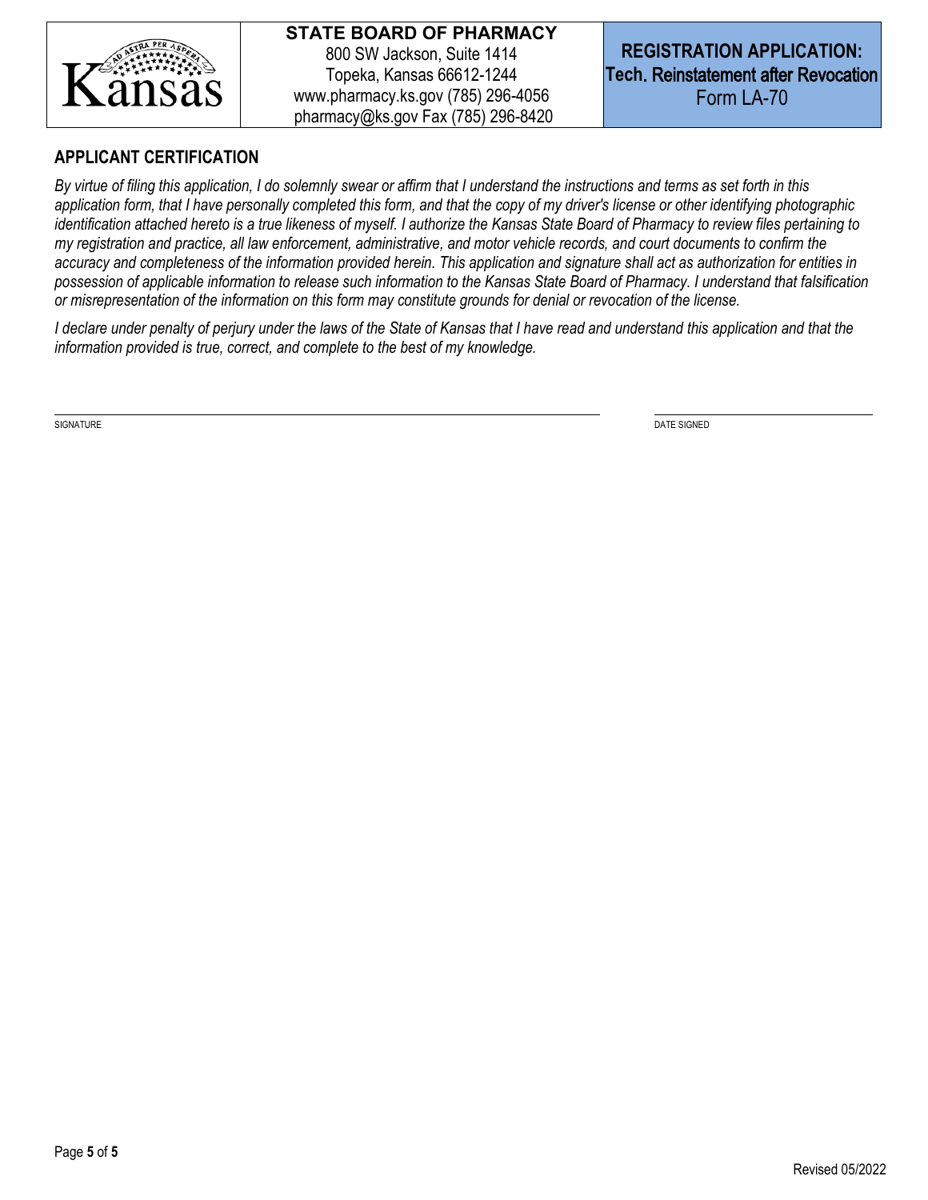**STATE BOARD OF PHARMACY**
800 SW Jackson, Suite 1414
Topeka, Kansas 66612-1244
www.pharmacy.ks.gov (785) 296-4056
pharmacy@ks.gov Fax (785) 296-8420

**REGISTRATION APPLICATION:**
**Tech. Reinstatement after Revocation**
Form LA-70

## APPLICANT CERTIFICATION

*By virtue of filing this application, I do solemnly swear or affirm that I understand the instructions and terms as set forth in this application form, that I have personally completed this form, and that the copy of my driver's license or other identifying photographic identification attached hereto is a true likeness of myself. I authorize the Kansas State Board of Pharmacy to review files pertaining to my registration and practice, all law enforcement, administrative, and motor vehicle records, and court documents to confirm the accuracy and completeness of the information provided herein. This application and signature shall act as authorization for entities in possession of applicable information to release such information to the Kansas State Board of Pharmacy. I understand that falsification or misrepresentation of the information on this form may constitute grounds for denial or revocation of the license.*

*I declare under penalty of perjury under the laws of the State of Kansas that I have read and understand this application and that the information provided is true, correct, and complete to the best of my knowledge.*

SIGNATURE ______________________________ DATE SIGNED ______________

Revised 05/2022